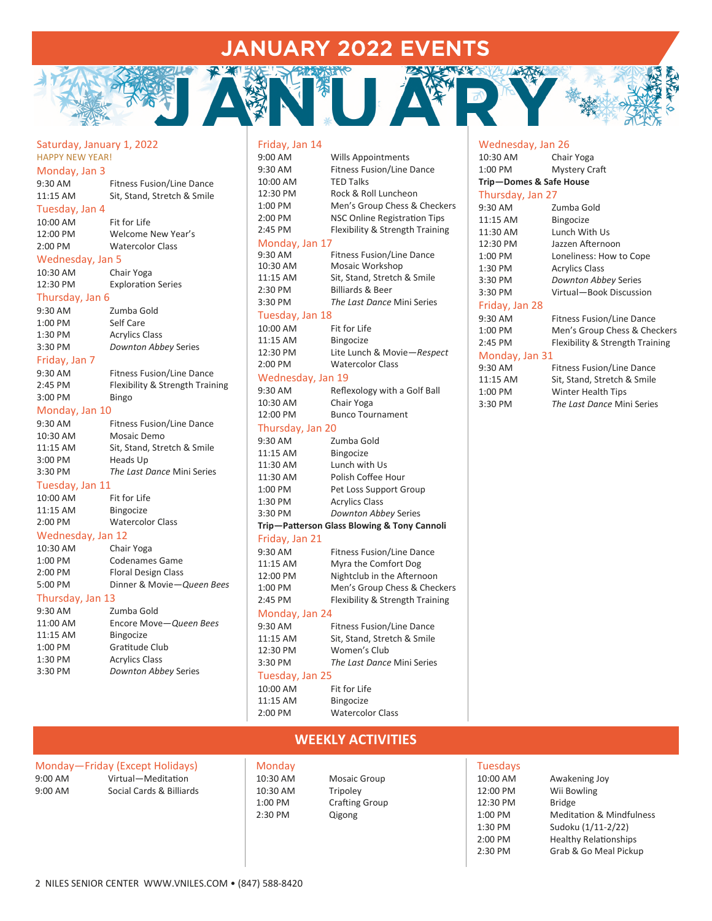# JANUARY 2022 EVENTS

### Saturday, January 1, 2022
HAPPY NEW YEAR!

### Monday, Jan 3
9:30 AM Fitness Fusion/Line Dance
11:15 AM Sit, Stand, Stretch & Smile

### Tuesday, Jan 4
10:00 AM Fit for Life
12:00 PM Welcome New Year's
2:00 PM Watercolor Class

### Wednesday, Jan 5
10:30 AM Chair Yoga
12:30 PM Exploration Series

### Thursday, Jan 6
9:30 AM Zumba Gold
1:00 PM Self Care
1:30 PM Acrylics Class
3:30 PM *Downton Abbey* Series

### Friday, Jan 7
9:30 AM Fitness Fusion/Line Dance
2:45 PM Flexibility & Strength Training
3:00 PM Bingo

### Monday, Jan 10
9:30 AM Fitness Fusion/Line Dance
10:30 AM Mosaic Demo
11:15 AM Sit, Stand, Stretch & Smile
3:00 PM Heads Up
3:30 PM *The Last Dance* Mini Series

### Tuesday, Jan 11
10:00 AM Fit for Life
11:15 AM Bingocize
2:00 PM Watercolor Class

### Wednesday, Jan 12
10:30 AM Chair Yoga
1:00 PM Codenames Game
2:00 PM Floral Design Class
5:00 PM Dinner & Movie—*Queen Bees*

### Thursday, Jan 13
9:30 AM Zumba Gold
11:00 AM Encore Move—*Queen Bees*
11:15 AM Bingocize
1:00 PM Gratitude Club
1:30 PM Acrylics Class
3:30 PM *Downton Abbey* Series

### Friday, Jan 14
9:00 AM Wills Appointments
9:30 AM Fitness Fusion/Line Dance
10:00 AM TED Talks
12:30 PM Rock & Roll Luncheon
1:00 PM Men's Group Chess & Checkers
2:00 PM NSC Online Registration Tips
2:45 PM Flexibility & Strength Training

### Monday, Jan 17
9:30 AM Fitness Fusion/Line Dance
10:30 AM Mosaic Workshop
11:15 AM Sit, Stand, Stretch & Smile
2:30 PM Billiards & Beer
3:30 PM *The Last Dance* Mini Series

### Tuesday, Jan 18
10:00 AM Fit for Life
11:15 AM Bingocize
12:30 PM Lite Lunch & Movie—*Respect*
2:00 PM Watercolor Class

### Wednesday, Jan 19
9:30 AM Reflexology with a Golf Ball
10:30 AM Chair Yoga
12:00 PM Bunco Tournament

### Thursday, Jan 20
9:30 AM Zumba Gold
11:15 AM Bingocize
11:30 AM Lunch with Us
11:30 AM Polish Coffee Hour
1:00 PM Pet Loss Support Group
1:30 PM Acrylics Class
3:30 PM *Downton Abbey* Series
**Trip—Patterson Glass Blowing & Tony Cannoli**

### Friday, Jan 21
9:30 AM Fitness Fusion/Line Dance
11:15 AM Myra the Comfort Dog
12:00 PM Nightclub in the Afternoon
1:00 PM Men's Group Chess & Checkers
2:45 PM Flexibility & Strength Training

### Monday, Jan 24
9:30 AM Fitness Fusion/Line Dance
11:15 AM Sit, Stand, Stretch & Smile
12:30 PM Women's Club
3:30 PM *The Last Dance* Mini Series

### Tuesday, Jan 25
10:00 AM Fit for Life
11:15 AM Bingocize
2:00 PM Watercolor Class

### Wednesday, Jan 26
10:30 AM Chair Yoga
1:00 PM Mystery Craft
**Trip—Domes & Safe House**

### Thursday, Jan 27
9:30 AM Zumba Gold
11:15 AM Bingocize
11:30 AM Lunch With Us
12:30 PM Jazzen Afternoon
1:00 PM Loneliness: How to Cope
1:30 PM Acrylics Class
3:30 PM *Downton Abbey* Series
3:30 PM Virtual—Book Discussion

### Friday, Jan 28
9:30 AM Fitness Fusion/Line Dance
1:00 PM Men's Group Chess & Checkers
2:45 PM Flexibility & Strength Training

### Monday, Jan 31
9:30 AM Fitness Fusion/Line Dance
11:15 AM Sit, Stand, Stretch & Smile
1:00 PM Winter Health Tips
3:30 PM *The Last Dance* Mini Series

## WEEKLY ACTIVITIES

### Monday—Friday (Except Holidays)
9:00 AM Virtual—Meditation
9:00 AM Social Cards & Billiards

### Monday
10:30 AM Mosaic Group
10:30 AM Tripoley
1:00 PM Crafting Group
2:30 PM Qigong

### Tuesdays
10:00 AM Awakening Joy
12:00 PM Wii Bowling
12:30 PM Bridge
1:00 PM Meditation & Mindfulness
1:30 PM Sudoku (1/11-2/22)
2:00 PM Healthy Relationships
2:30 PM Grab & Go Meal Pickup

NILES SENIOR CENTER WWW.VNILES.COM • (847) 588-8420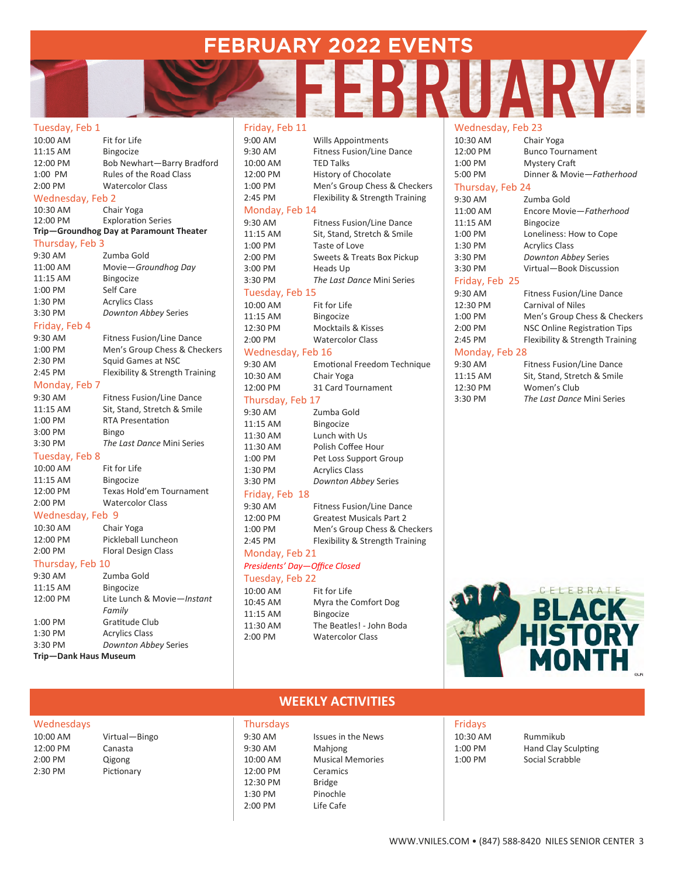# FEBRUARY 2022 EVENTS

### Tuesday, Feb 1

| | |
|---|---|
| 10:00 AM | Fit for Life |
| 11:15 AM | Bingocize |
| 12:00 PM | Bob Newhart—Barry Bradford |
| 1:00 PM | Rules of the Road Class |
| 2:00 PM | Watercolor Class |

### Wednesday, Feb 2

| | |
|---|---|
| 10:30 AM | Chair Yoga |
| 12:00 PM | Exploration Series |

**Trip—Groundhog Day at Paramount Theater**

### Thursday, Feb 3

| | |
|---|---|
| 9:30 AM | Zumba Gold |
| 11:00 AM | Movie—*Groundhog Day* |
| 11:15 AM | Bingocize |
| 1:00 PM | Self Care |
| 1:30 PM | Acrylics Class |
| 3:30 PM | *Downton Abbey* Series |

### Friday, Feb 4

| | |
|---|---|
| 9:30 AM | Fitness Fusion/Line Dance |
| 1:00 PM | Men's Group Chess & Checkers |
| 2:30 PM | Squid Games at NSC |
| 2:45 PM | Flexibility & Strength Training |

### Monday, Feb 7

| | |
|---|---|
| 9:30 AM | Fitness Fusion/Line Dance |
| 11:15 AM | Sit, Stand, Stretch & Smile |
| 1:00 PM | RTA Presentation |
| 3:00 PM | Bingo |
| 3:30 PM | *The Last Dance* Mini Series |

### Tuesday, Feb 8

| | |
|---|---|
| 10:00 AM | Fit for Life |
| 11:15 AM | Bingocize |
| 12:00 PM | Texas Hold'em Tournament |
| 2:00 PM | Watercolor Class |

### Wednesday, Feb 9

| | |
|---|---|
| 10:30 AM | Chair Yoga |
| 12:00 PM | Pickleball Luncheon |
| 2:00 PM | Floral Design Class |

### Thursday, Feb 10

| | |
|---|---|
| 9:30 AM | Zumba Gold |
| 11:15 AM | Bingocize |
| 12:00 PM | Lite Lunch & Movie—*Instant Family* |
| 1:00 PM | Gratitude Club |
| 1:30 PM | Acrylics Class |
| 3:30 PM | *Downton Abbey* Series |

**Trip—Dank Haus Museum**

### Friday, Feb 11

| | |
|---|---|
| 9:00 AM | Wills Appointments |
| 9:30 AM | Fitness Fusion/Line Dance |
| 10:00 AM | TED Talks |
| 12:00 PM | History of Chocolate |
| 1:00 PM | Men's Group Chess & Checkers |
| 2:45 PM | Flexibility & Strength Training |

### Monday, Feb 14

| | |
|---|---|
| 9:30 AM | Fitness Fusion/Line Dance |
| 11:15 AM | Sit, Stand, Stretch & Smile |
| 1:00 PM | Taste of Love |
| 2:00 PM | Sweets & Treats Box Pickup |
| 3:00 PM | Heads Up |
| 3:30 PM | *The Last Dance* Mini Series |

### Tuesday, Feb 15

| | |
|---|---|
| 10:00 AM | Fit for Life |
| 11:15 AM | Bingocize |
| 12:30 PM | Mocktails & Kisses |
| 2:00 PM | Watercolor Class |

### Wednesday, Feb 16

| | |
|---|---|
| 9:30 AM | Emotional Freedom Technique |
| 10:30 AM | Chair Yoga |
| 12:00 PM | 31 Card Tournament |

### Thursday, Feb 17

| | |
|---|---|
| 9:30 AM | Zumba Gold |
| 11:15 AM | Bingocize |
| 11:30 AM | Lunch with Us |
| 11:30 AM | Polish Coffee Hour |
| 1:00 PM | Pet Loss Support Group |
| 1:30 PM | Acrylics Class |
| 3:30 PM | *Downton Abbey* Series |

### Friday, Feb 18

| | |
|---|---|
| 9:30 AM | Fitness Fusion/Line Dance |
| 12:00 PM | Greatest Musicals Part 2 |
| 1:00 PM | Men's Group Chess & Checkers |
| 2:45 PM | Flexibility & Strength Training |

### Monday, Feb 21

*Presidents' Day—Office Closed*

### Tuesday, Feb 22

| | |
|---|---|
| 10:00 AM | Fit for Life |
| 10:45 AM | Myra the Comfort Dog |
| 11:15 AM | Bingocize |
| 11:30 AM | The Beatles! - John Boda |
| 2:00 PM | Watercolor Class |

### Wednesday, Feb 23

| | |
|---|---|
| 10:30 AM | Chair Yoga |
| 12:00 PM | Bunco Tournament |
| 1:00 PM | Mystery Craft |
| 5:00 PM | Dinner & Movie—*Fatherhood* |

### Thursday, Feb 24

| | |
|---|---|
| 9:30 AM | Zumba Gold |
| 11:00 AM | Encore Movie—*Fatherhood* |
| 11:15 AM | Bingocize |
| 1:00 PM | Loneliness: How to Cope |
| 1:30 PM | Acrylics Class |
| 3:30 PM | *Downton Abbey* Series |
| 3:30 PM | Virtual—Book Discussion |

### Friday, Feb 25

| | |
|---|---|
| 9:30 AM | Fitness Fusion/Line Dance |
| 12:30 PM | Carnival of Niles |
| 1:00 PM | Men's Group Chess & Checkers |
| 2:00 PM | NSC Online Registration Tips |
| 2:45 PM | Flexibility & Strength Training |

### Monday, Feb 28

| | |
|---|---|
| 9:30 AM | Fitness Fusion/Line Dance |
| 11:15 AM | Sit, Stand, Stretch & Smile |
| 12:30 PM | Women's Club |
| 3:30 PM | *The Last Dance* Mini Series |

CELEBRATE BLACK HISTORY MONTH

## WEEKLY ACTIVITIES

### Wednesdays

| | |
|---|---|
| 10:00 AM | Virtual—Bingo |
| 12:00 PM | Canasta |
| 2:00 PM | Qigong |
| 2:30 PM | Pictionary |

### Thursdays

| | |
|---|---|
| 9:30 AM | Issues in the News |
| 9:30 AM | Mahjong |
| 10:00 AM | Musical Memories |
| 12:00 PM | Ceramics |
| 12:30 PM | Bridge |
| 1:30 PM | Pinochle |
| 2:00 PM | Life Cafe |

### Fridays

| | |
|---|---|
| 10:30 AM | Rummikub |
| 1:00 PM | Hand Clay Sculpting |
| 1:00 PM | Social Scrabble |

WWW.VNILES.COM • (847) 588-8420 NILES SENIOR CENTER